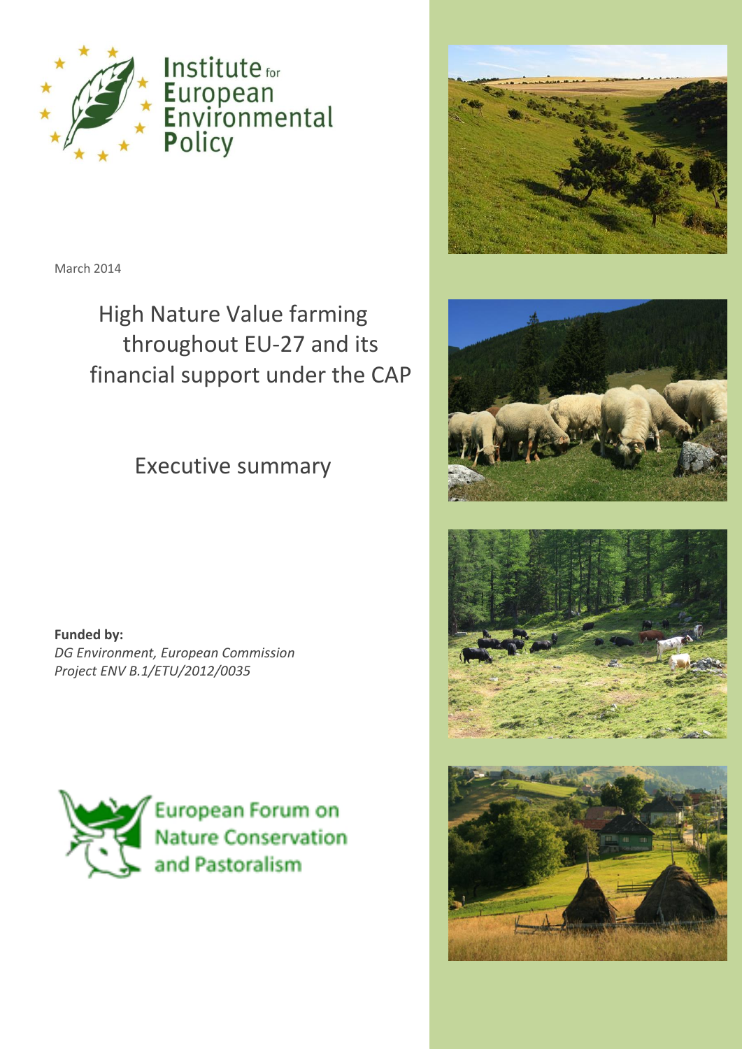Institute for European Environmental Policy

March 2014

# High Nature Value farming throughout EU-27 and its financial support under the CAP

## Executive summary

**Funded by:**
*DG Environment, European Commission*
*Project ENV B.1/ETU/2012/0035*

European Forum on Nature Conservation and Pastoralism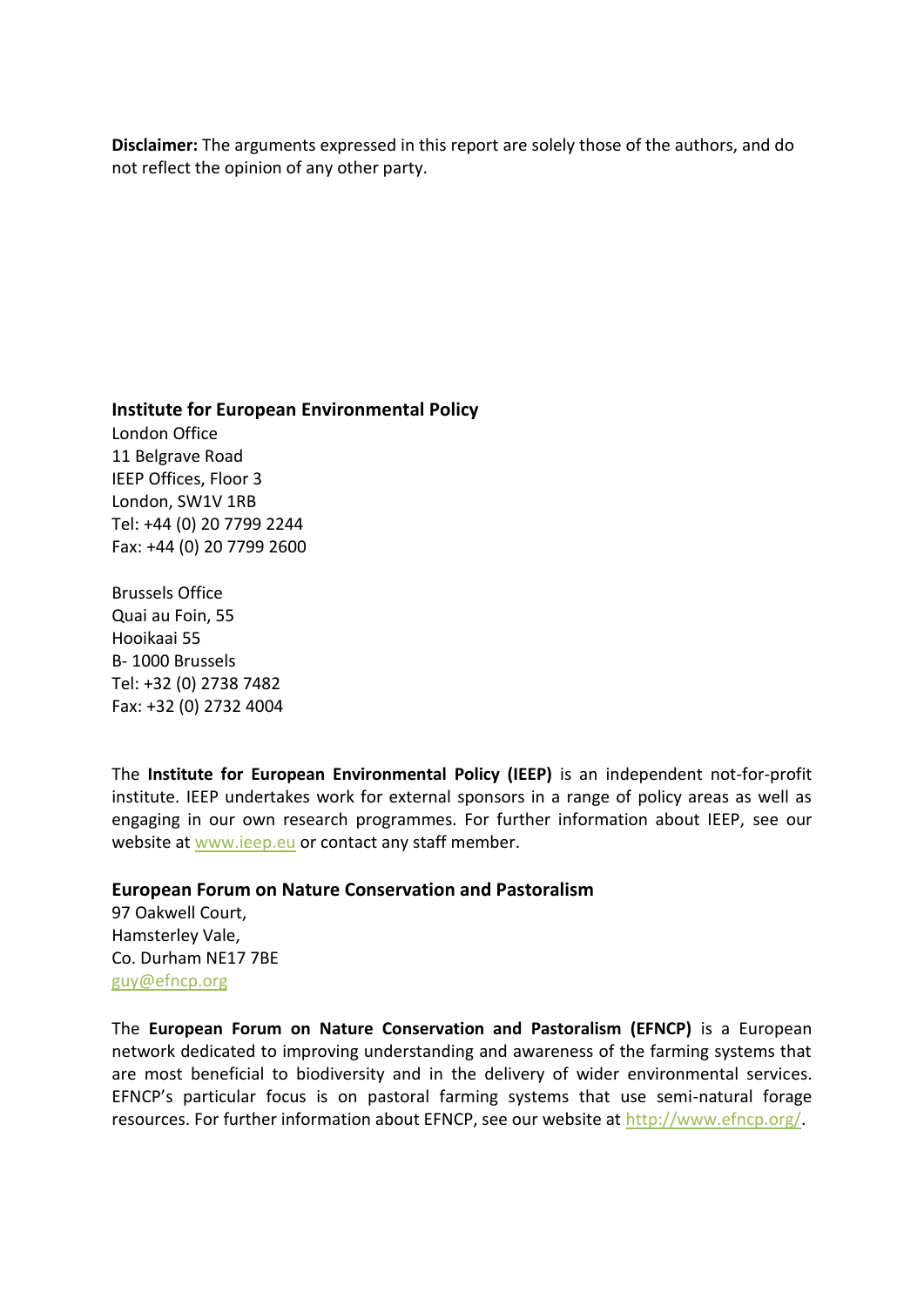**Disclaimer:** The arguments expressed in this report are solely those of the authors, and do not reflect the opinion of any other party.

**Institute for European Environmental Policy**
London Office
11 Belgrave Road
IEEP Offices, Floor 3
London, SW1V 1RB
Tel: +44 (0) 20 7799 2244
Fax: +44 (0) 20 7799 2600

Brussels Office
Quai au Foin, 55
Hooikaai 55
B- 1000 Brussels
Tel: +32 (0) 2738 7482
Fax: +32 (0) 2732 4004

The **Institute for European Environmental Policy (IEEP)** is an independent not-for-profit institute. IEEP undertakes work for external sponsors in a range of policy areas as well as engaging in our own research programmes. For further information about IEEP, see our website at www.ieep.eu or contact any staff member.

**European Forum on Nature Conservation and Pastoralism**
97 Oakwell Court,
Hamsterley Vale,
Co. Durham NE17 7BE
guy@efncp.org

The **European Forum on Nature Conservation and Pastoralism (EFNCP)** is a European network dedicated to improving understanding and awareness of the farming systems that are most beneficial to biodiversity and in the delivery of wider environmental services. EFNCP's particular focus is on pastoral farming systems that use semi-natural forage resources. For further information about EFNCP, see our website at http://www.efncp.org/.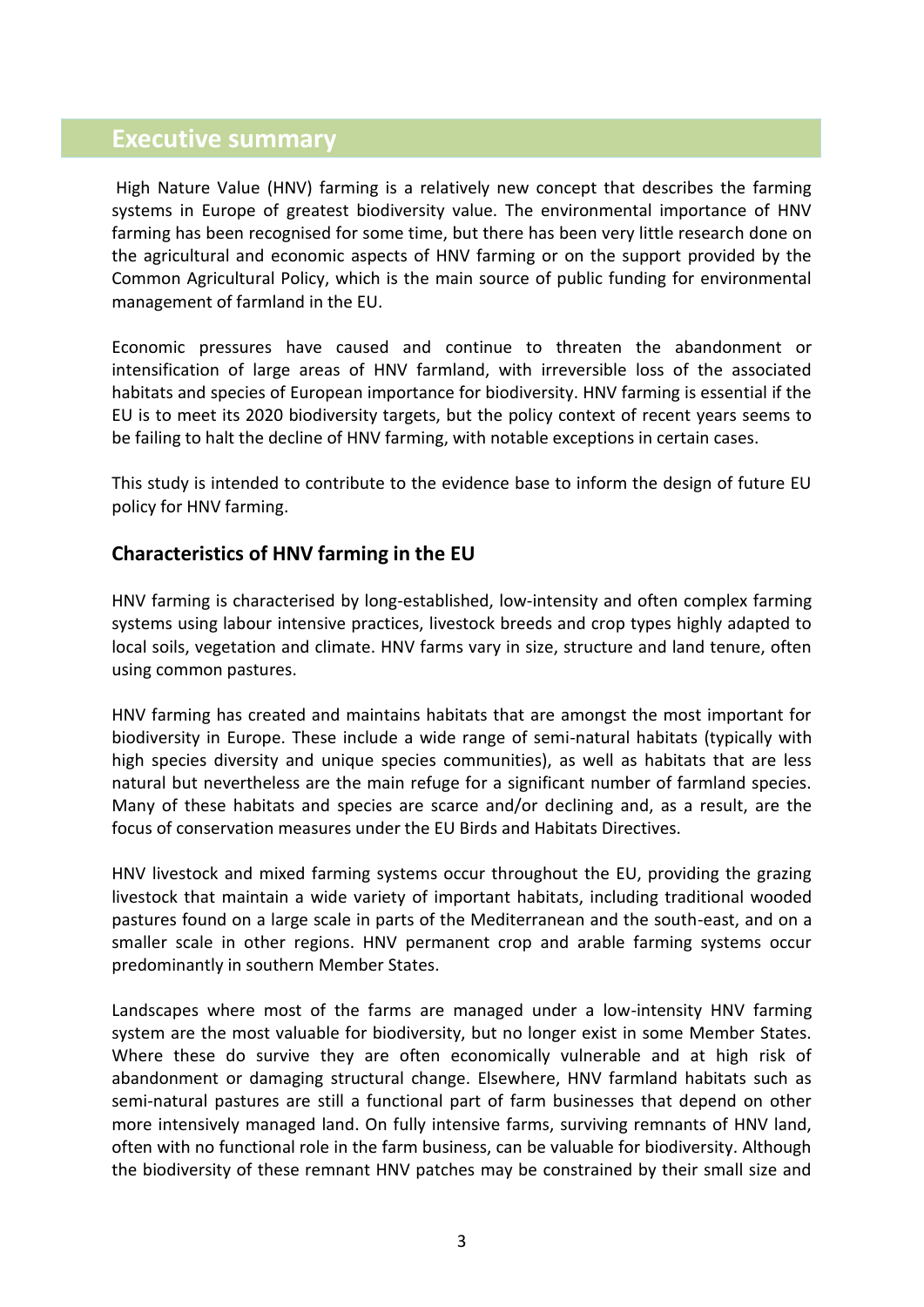# Executive summary

High Nature Value (HNV) farming is a relatively new concept that describes the farming systems in Europe of greatest biodiversity value. The environmental importance of HNV farming has been recognised for some time, but there has been very little research done on the agricultural and economic aspects of HNV farming or on the support provided by the Common Agricultural Policy, which is the main source of public funding for environmental management of farmland in the EU.

Economic pressures have caused and continue to threaten the abandonment or intensification of large areas of HNV farmland, with irreversible loss of the associated habitats and species of European importance for biodiversity. HNV farming is essential if the EU is to meet its 2020 biodiversity targets, but the policy context of recent years seems to be failing to halt the decline of HNV farming, with notable exceptions in certain cases.

This study is intended to contribute to the evidence base to inform the design of future EU policy for HNV farming.

## Characteristics of HNV farming in the EU

HNV farming is characterised by long-established, low-intensity and often complex farming systems using labour intensive practices, livestock breeds and crop types highly adapted to local soils, vegetation and climate. HNV farms vary in size, structure and land tenure, often using common pastures.

HNV farming has created and maintains habitats that are amongst the most important for biodiversity in Europe. These include a wide range of semi-natural habitats (typically with high species diversity and unique species communities), as well as habitats that are less natural but nevertheless are the main refuge for a significant number of farmland species. Many of these habitats and species are scarce and/or declining and, as a result, are the focus of conservation measures under the EU Birds and Habitats Directives.

HNV livestock and mixed farming systems occur throughout the EU, providing the grazing livestock that maintain a wide variety of important habitats, including traditional wooded pastures found on a large scale in parts of the Mediterranean and the south-east, and on a smaller scale in other regions. HNV permanent crop and arable farming systems occur predominantly in southern Member States.

Landscapes where most of the farms are managed under a low-intensity HNV farming system are the most valuable for biodiversity, but no longer exist in some Member States. Where these do survive they are often economically vulnerable and at high risk of abandonment or damaging structural change. Elsewhere, HNV farmland habitats such as semi-natural pastures are still a functional part of farm businesses that depend on other more intensively managed land. On fully intensive farms, surviving remnants of HNV land, often with no functional role in the farm business, can be valuable for biodiversity. Although the biodiversity of these remnant HNV patches may be constrained by their small size and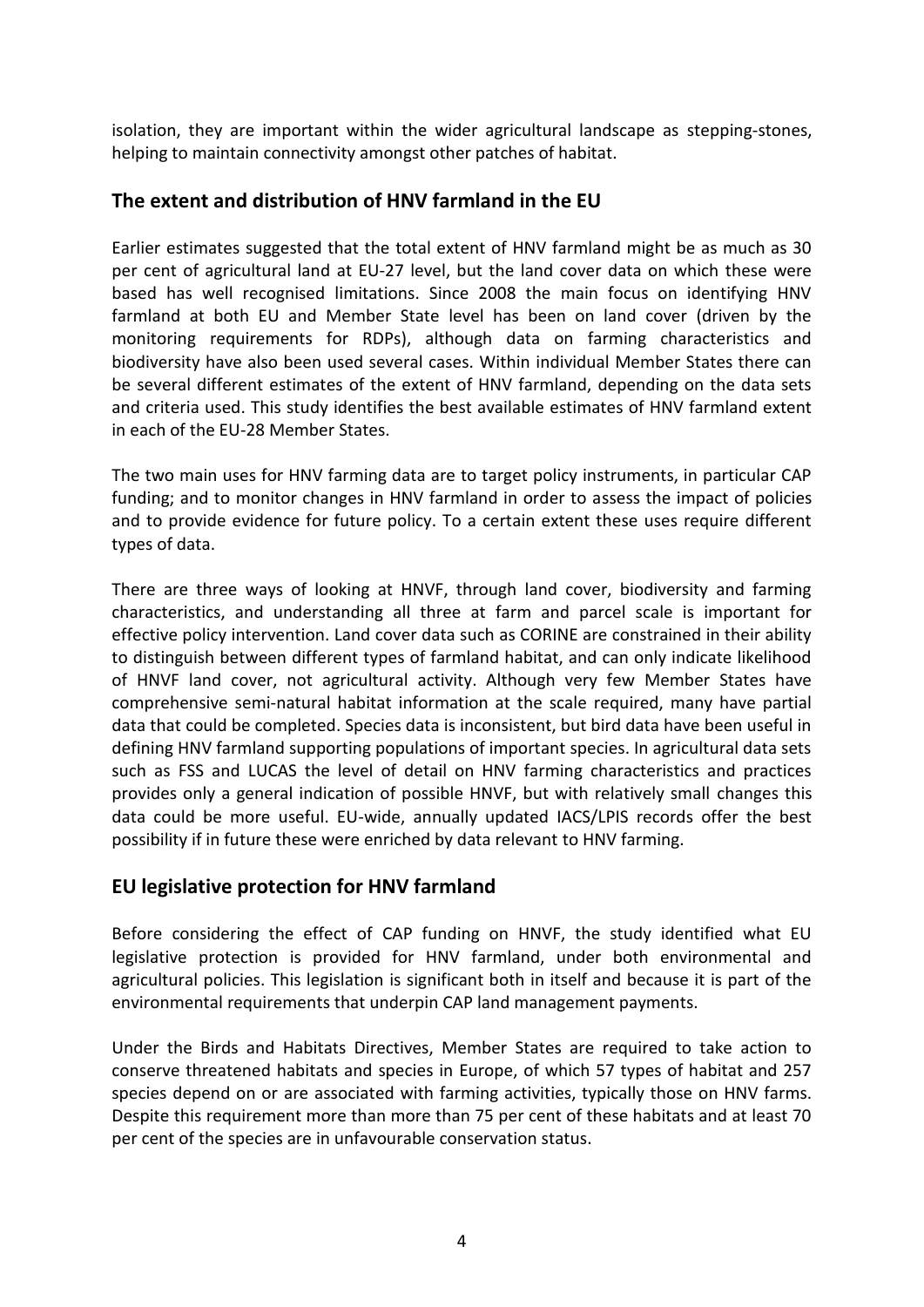isolation, they are important within the wider agricultural landscape as stepping-stones, helping to maintain connectivity amongst other patches of habitat.

## The extent and distribution of HNV farmland in the EU

Earlier estimates suggested that the total extent of HNV farmland might be as much as 30 per cent of agricultural land at EU-27 level, but the land cover data on which these were based has well recognised limitations. Since 2008 the main focus on identifying HNV farmland at both EU and Member State level has been on land cover (driven by the monitoring requirements for RDPs), although data on farming characteristics and biodiversity have also been used several cases. Within individual Member States there can be several different estimates of the extent of HNV farmland, depending on the data sets and criteria used. This study identifies the best available estimates of HNV farmland extent in each of the EU-28 Member States.

The two main uses for HNV farming data are to target policy instruments, in particular CAP funding; and to monitor changes in HNV farmland in order to assess the impact of policies and to provide evidence for future policy. To a certain extent these uses require different types of data.

There are three ways of looking at HNVF, through land cover, biodiversity and farming characteristics, and understanding all three at farm and parcel scale is important for effective policy intervention. Land cover data such as CORINE are constrained in their ability to distinguish between different types of farmland habitat, and can only indicate likelihood of HNVF land cover, not agricultural activity. Although very few Member States have comprehensive semi-natural habitat information at the scale required, many have partial data that could be completed. Species data is inconsistent, but bird data have been useful in defining HNV farmland supporting populations of important species. In agricultural data sets such as FSS and LUCAS the level of detail on HNV farming characteristics and practices provides only a general indication of possible HNVF, but with relatively small changes this data could be more useful. EU-wide, annually updated IACS/LPIS records offer the best possibility if in future these were enriched by data relevant to HNV farming.

## EU legislative protection for HNV farmland

Before considering the effect of CAP funding on HNVF, the study identified what EU legislative protection is provided for HNV farmland, under both environmental and agricultural policies. This legislation is significant both in itself and because it is part of the environmental requirements that underpin CAP land management payments.

Under the Birds and Habitats Directives, Member States are required to take action to conserve threatened habitats and species in Europe, of which 57 types of habitat and 257 species depend on or are associated with farming activities, typically those on HNV farms. Despite this requirement more than more than 75 per cent of these habitats and at least 70 per cent of the species are in unfavourable conservation status.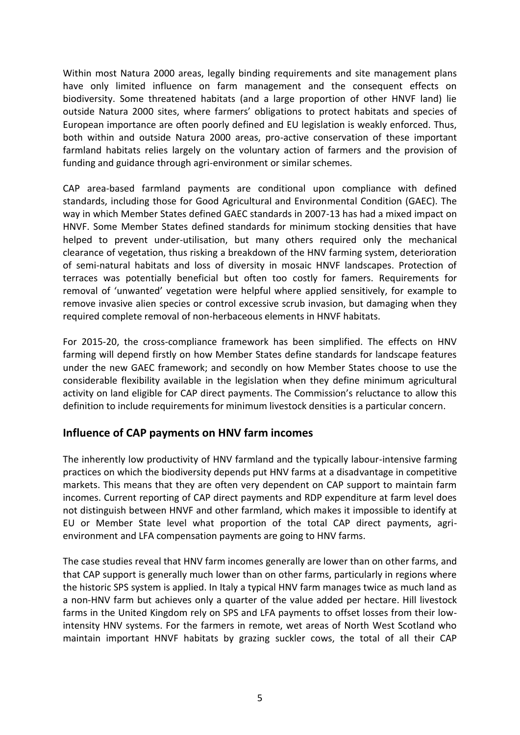Within most Natura 2000 areas, legally binding requirements and site management plans have only limited influence on farm management and the consequent effects on biodiversity. Some threatened habitats (and a large proportion of other HNVF land) lie outside Natura 2000 sites, where farmers' obligations to protect habitats and species of European importance are often poorly defined and EU legislation is weakly enforced. Thus, both within and outside Natura 2000 areas, pro-active conservation of these important farmland habitats relies largely on the voluntary action of farmers and the provision of funding and guidance through agri-environment or similar schemes.

CAP area-based farmland payments are conditional upon compliance with defined standards, including those for Good Agricultural and Environmental Condition (GAEC). The way in which Member States defined GAEC standards in 2007-13 has had a mixed impact on HNVF. Some Member States defined standards for minimum stocking densities that have helped to prevent under-utilisation, but many others required only the mechanical clearance of vegetation, thus risking a breakdown of the HNV farming system, deterioration of semi-natural habitats and loss of diversity in mosaic HNVF landscapes. Protection of terraces was potentially beneficial but often too costly for famers. Requirements for removal of 'unwanted' vegetation were helpful where applied sensitively, for example to remove invasive alien species or control excessive scrub invasion, but damaging when they required complete removal of non-herbaceous elements in HNVF habitats.

For 2015-20, the cross-compliance framework has been simplified. The effects on HNV farming will depend firstly on how Member States define standards for landscape features under the new GAEC framework; and secondly on how Member States choose to use the considerable flexibility available in the legislation when they define minimum agricultural activity on land eligible for CAP direct payments. The Commission's reluctance to allow this definition to include requirements for minimum livestock densities is a particular concern.

## Influence of CAP payments on HNV farm incomes

The inherently low productivity of HNV farmland and the typically labour-intensive farming practices on which the biodiversity depends put HNV farms at a disadvantage in competitive markets. This means that they are often very dependent on CAP support to maintain farm incomes. Current reporting of CAP direct payments and RDP expenditure at farm level does not distinguish between HNVF and other farmland, which makes it impossible to identify at EU or Member State level what proportion of the total CAP direct payments, agri-environment and LFA compensation payments are going to HNV farms.

The case studies reveal that HNV farm incomes generally are lower than on other farms, and that CAP support is generally much lower than on other farms, particularly in regions where the historic SPS system is applied. In Italy a typical HNV farm manages twice as much land as a non-HNV farm but achieves only a quarter of the value added per hectare. Hill livestock farms in the United Kingdom rely on SPS and LFA payments to offset losses from their low-intensity HNV systems. For the farmers in remote, wet areas of North West Scotland who maintain important HNVF habitats by grazing suckler cows, the total of all their CAP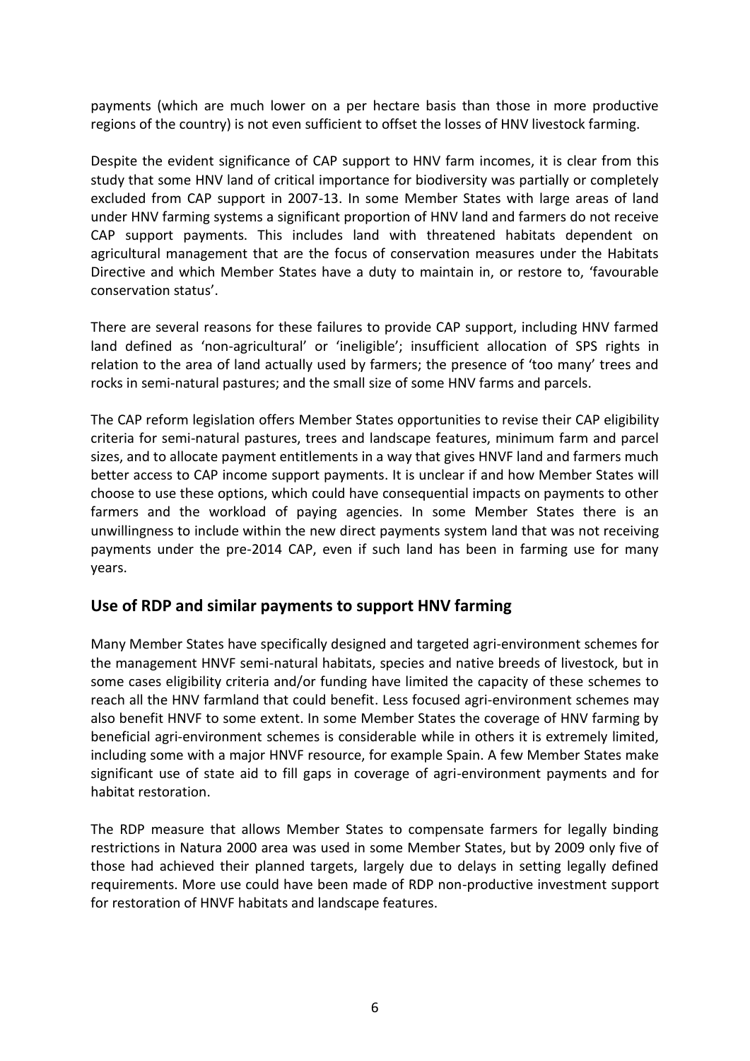payments (which are much lower on a per hectare basis than those in more productive regions of the country) is not even sufficient to offset the losses of HNV livestock farming.

Despite the evident significance of CAP support to HNV farm incomes, it is clear from this study that some HNV land of critical importance for biodiversity was partially or completely excluded from CAP support in 2007-13. In some Member States with large areas of land under HNV farming systems a significant proportion of HNV land and farmers do not receive CAP support payments. This includes land with threatened habitats dependent on agricultural management that are the focus of conservation measures under the Habitats Directive and which Member States have a duty to maintain in, or restore to, 'favourable conservation status'.

There are several reasons for these failures to provide CAP support, including HNV farmed land defined as 'non-agricultural' or 'ineligible'; insufficient allocation of SPS rights in relation to the area of land actually used by farmers; the presence of 'too many' trees and rocks in semi-natural pastures; and the small size of some HNV farms and parcels.

The CAP reform legislation offers Member States opportunities to revise their CAP eligibility criteria for semi-natural pastures, trees and landscape features, minimum farm and parcel sizes, and to allocate payment entitlements in a way that gives HNVF land and farmers much better access to CAP income support payments. It is unclear if and how Member States will choose to use these options, which could have consequential impacts on payments to other farmers and the workload of paying agencies. In some Member States there is an unwillingness to include within the new direct payments system land that was not receiving payments under the pre-2014 CAP, even if such land has been in farming use for many years.

## Use of RDP and similar payments to support HNV farming

Many Member States have specifically designed and targeted agri-environment schemes for the management HNVF semi-natural habitats, species and native breeds of livestock, but in some cases eligibility criteria and/or funding have limited the capacity of these schemes to reach all the HNV farmland that could benefit. Less focused agri-environment schemes may also benefit HNVF to some extent. In some Member States the coverage of HNV farming by beneficial agri-environment schemes is considerable while in others it is extremely limited, including some with a major HNVF resource, for example Spain. A few Member States make significant use of state aid to fill gaps in coverage of agri-environment payments and for habitat restoration.

The RDP measure that allows Member States to compensate farmers for legally binding restrictions in Natura 2000 area was used in some Member States, but by 2009 only five of those had achieved their planned targets, largely due to delays in setting legally defined requirements. More use could have been made of RDP non-productive investment support for restoration of HNVF habitats and landscape features.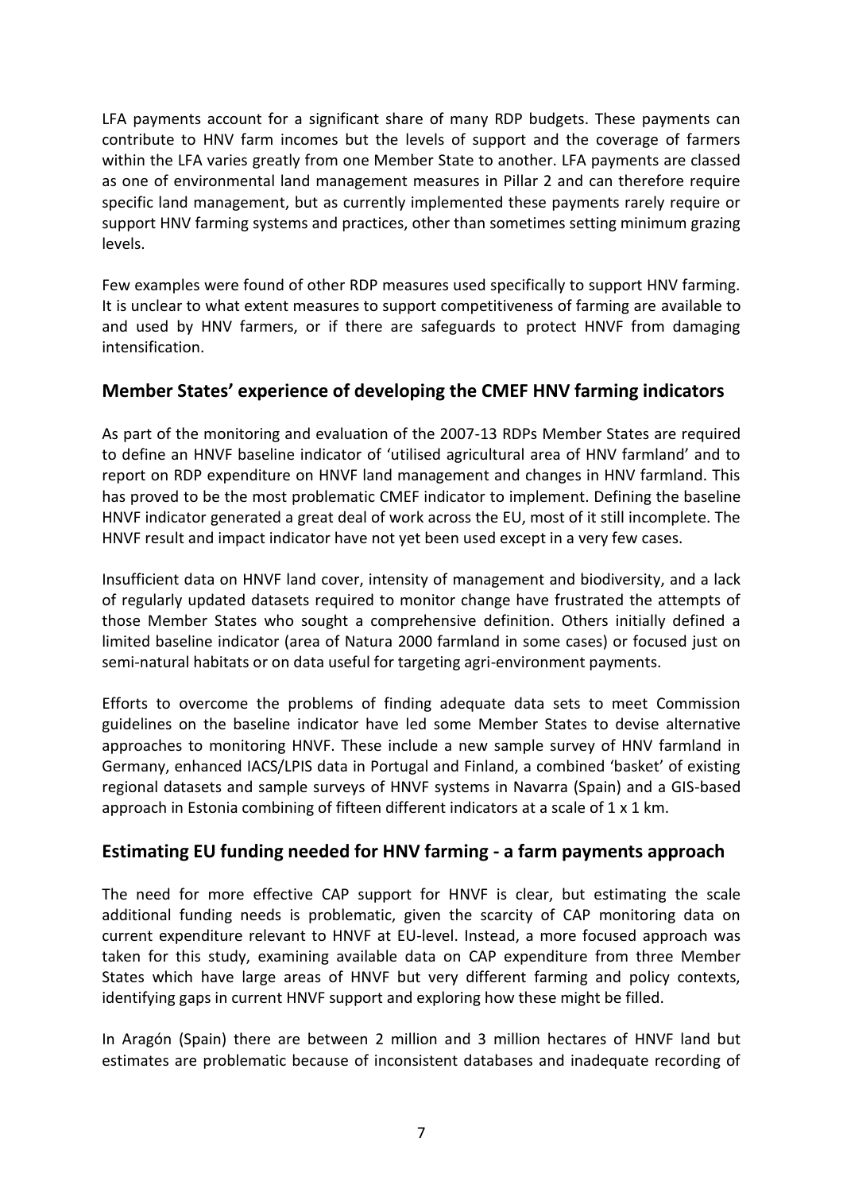LFA payments account for a significant share of many RDP budgets. These payments can contribute to HNV farm incomes but the levels of support and the coverage of farmers within the LFA varies greatly from one Member State to another. LFA payments are classed as one of environmental land management measures in Pillar 2 and can therefore require specific land management, but as currently implemented these payments rarely require or support HNV farming systems and practices, other than sometimes setting minimum grazing levels.

Few examples were found of other RDP measures used specifically to support HNV farming. It is unclear to what extent measures to support competitiveness of farming are available to and used by HNV farmers, or if there are safeguards to protect HNVF from damaging intensification.

## Member States' experience of developing the CMEF HNV farming indicators

As part of the monitoring and evaluation of the 2007-13 RDPs Member States are required to define an HNVF baseline indicator of 'utilised agricultural area of HNV farmland' and to report on RDP expenditure on HNVF land management and changes in HNV farmland. This has proved to be the most problematic CMEF indicator to implement. Defining the baseline HNVF indicator generated a great deal of work across the EU, most of it still incomplete. The HNVF result and impact indicator have not yet been used except in a very few cases.

Insufficient data on HNVF land cover, intensity of management and biodiversity, and a lack of regularly updated datasets required to monitor change have frustrated the attempts of those Member States who sought a comprehensive definition. Others initially defined a limited baseline indicator (area of Natura 2000 farmland in some cases) or focused just on semi-natural habitats or on data useful for targeting agri-environment payments.

Efforts to overcome the problems of finding adequate data sets to meet Commission guidelines on the baseline indicator have led some Member States to devise alternative approaches to monitoring HNVF. These include a new sample survey of HNV farmland in Germany, enhanced IACS/LPIS data in Portugal and Finland, a combined 'basket' of existing regional datasets and sample surveys of HNVF systems in Navarra (Spain) and a GIS-based approach in Estonia combining of fifteen different indicators at a scale of 1 x 1 km.

## Estimating EU funding needed for HNV farming - a farm payments approach

The need for more effective CAP support for HNVF is clear, but estimating the scale additional funding needs is problematic, given the scarcity of CAP monitoring data on current expenditure relevant to HNVF at EU-level. Instead, a more focused approach was taken for this study, examining available data on CAP expenditure from three Member States which have large areas of HNVF but very different farming and policy contexts, identifying gaps in current HNVF support and exploring how these might be filled.

In Aragón (Spain) there are between 2 million and 3 million hectares of HNVF land but estimates are problematic because of inconsistent databases and inadequate recording of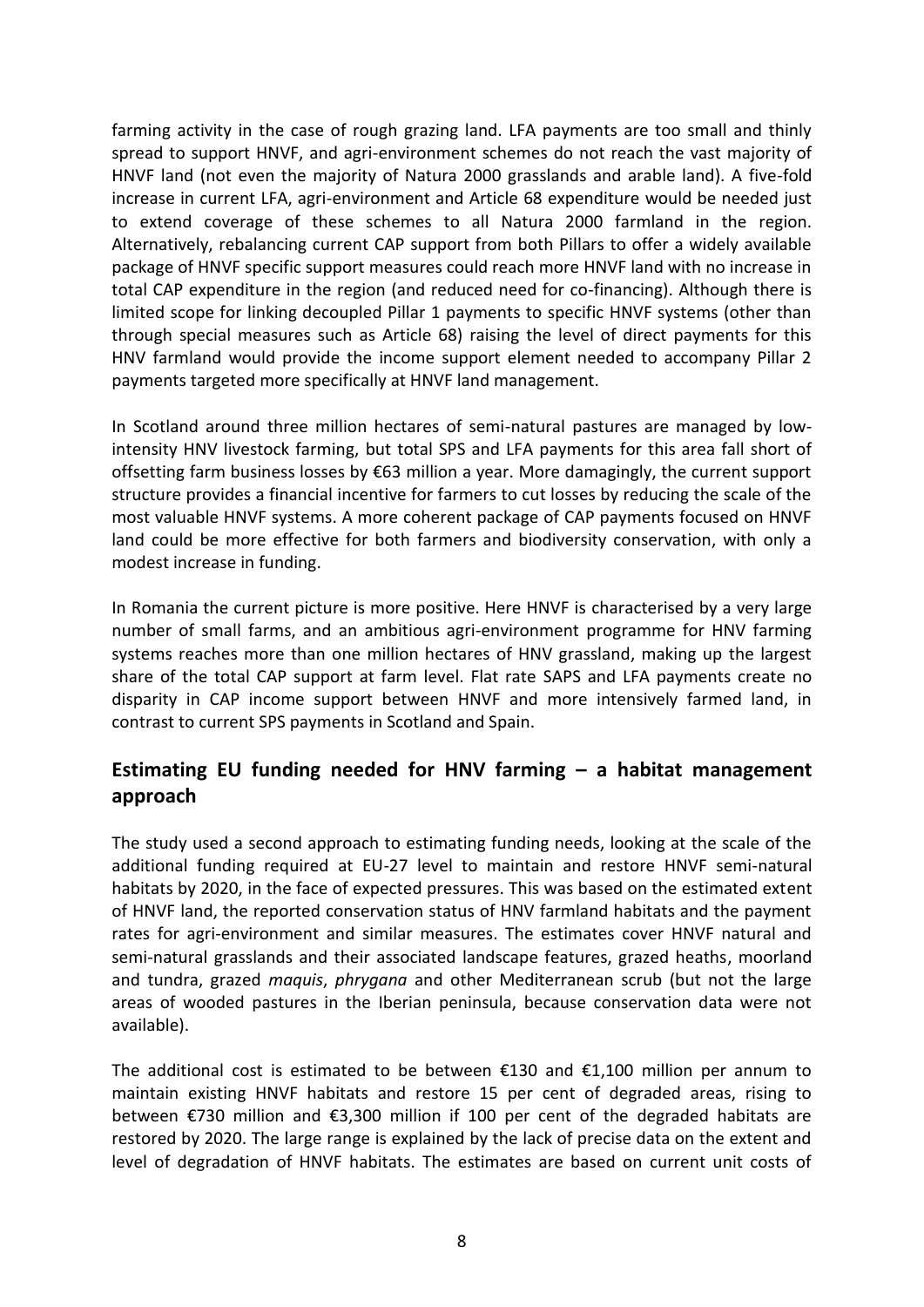farming activity in the case of rough grazing land. LFA payments are too small and thinly spread to support HNVF, and agri-environment schemes do not reach the vast majority of HNVF land (not even the majority of Natura 2000 grasslands and arable land). A five-fold increase in current LFA, agri-environment and Article 68 expenditure would be needed just to extend coverage of these schemes to all Natura 2000 farmland in the region. Alternatively, rebalancing current CAP support from both Pillars to offer a widely available package of HNVF specific support measures could reach more HNVF land with no increase in total CAP expenditure in the region (and reduced need for co-financing). Although there is limited scope for linking decoupled Pillar 1 payments to specific HNVF systems (other than through special measures such as Article 68) raising the level of direct payments for this HNV farmland would provide the income support element needed to accompany Pillar 2 payments targeted more specifically at HNVF land management.

In Scotland around three million hectares of semi-natural pastures are managed by low-intensity HNV livestock farming, but total SPS and LFA payments for this area fall short of offsetting farm business losses by €63 million a year. More damagingly, the current support structure provides a financial incentive for farmers to cut losses by reducing the scale of the most valuable HNVF systems. A more coherent package of CAP payments focused on HNVF land could be more effective for both farmers and biodiversity conservation, with only a modest increase in funding.

In Romania the current picture is more positive. Here HNVF is characterised by a very large number of small farms, and an ambitious agri-environment programme for HNV farming systems reaches more than one million hectares of HNV grassland, making up the largest share of the total CAP support at farm level. Flat rate SAPS and LFA payments create no disparity in CAP income support between HNVF and more intensively farmed land, in contrast to current SPS payments in Scotland and Spain.

## Estimating EU funding needed for HNV farming – a habitat management approach

The study used a second approach to estimating funding needs, looking at the scale of the additional funding required at EU-27 level to maintain and restore HNVF semi-natural habitats by 2020, in the face of expected pressures. This was based on the estimated extent of HNVF land, the reported conservation status of HNV farmland habitats and the payment rates for agri-environment and similar measures. The estimates cover HNVF natural and semi-natural grasslands and their associated landscape features, grazed heaths, moorland and tundra, grazed *maquis*, *phrygana* and other Mediterranean scrub (but not the large areas of wooded pastures in the Iberian peninsula, because conservation data were not available).

The additional cost is estimated to be between €130 and €1,100 million per annum to maintain existing HNVF habitats and restore 15 per cent of degraded areas, rising to between €730 million and €3,300 million if 100 per cent of the degraded habitats are restored by 2020. The large range is explained by the lack of precise data on the extent and level of degradation of HNVF habitats. The estimates are based on current unit costs of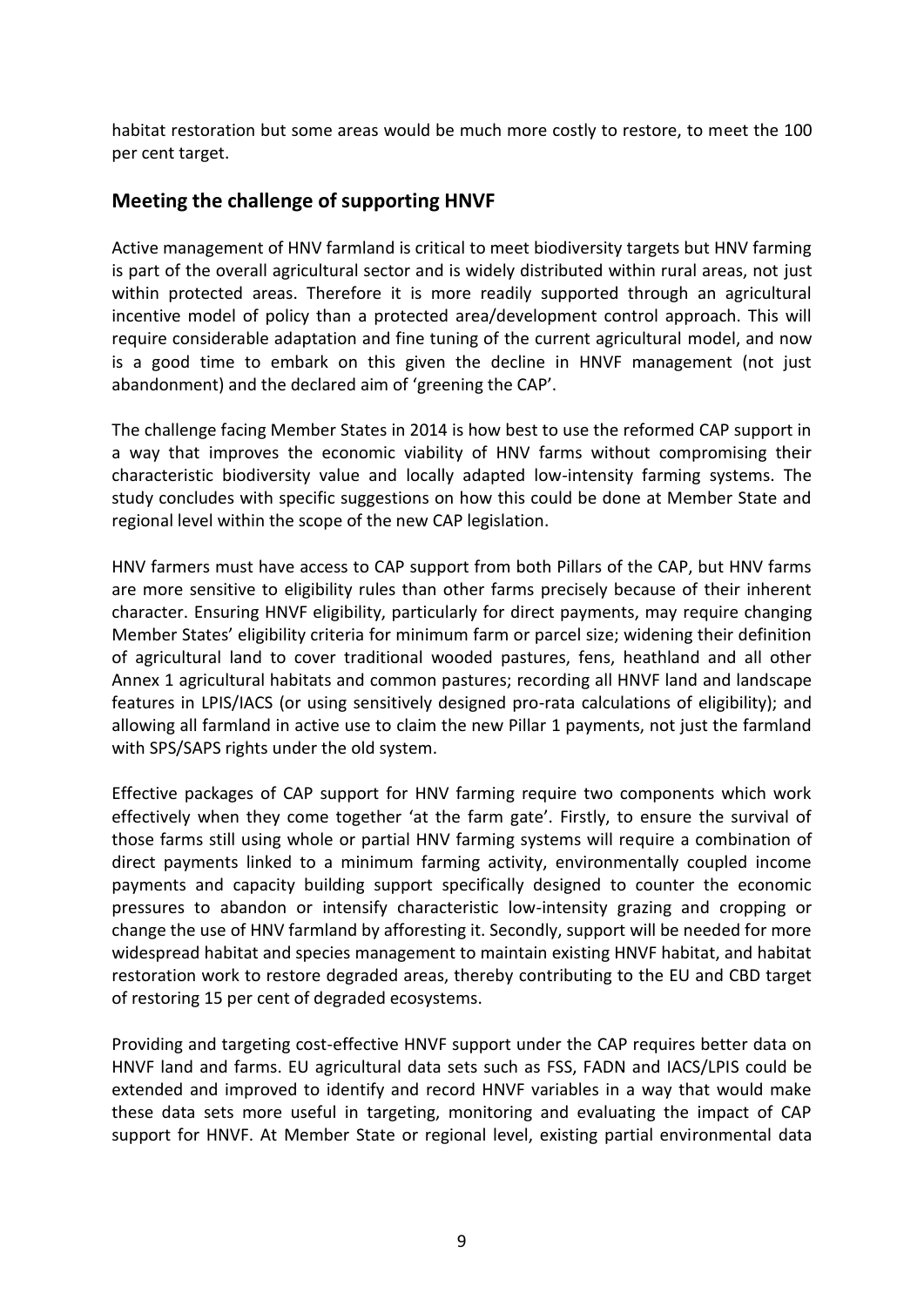habitat restoration but some areas would be much more costly to restore, to meet the 100 per cent target.

## Meeting the challenge of supporting HNVF

Active management of HNV farmland is critical to meet biodiversity targets but HNV farming is part of the overall agricultural sector and is widely distributed within rural areas, not just within protected areas. Therefore it is more readily supported through an agricultural incentive model of policy than a protected area/development control approach. This will require considerable adaptation and fine tuning of the current agricultural model, and now is a good time to embark on this given the decline in HNVF management (not just abandonment) and the declared aim of 'greening the CAP'.

The challenge facing Member States in 2014 is how best to use the reformed CAP support in a way that improves the economic viability of HNV farms without compromising their characteristic biodiversity value and locally adapted low-intensity farming systems. The study concludes with specific suggestions on how this could be done at Member State and regional level within the scope of the new CAP legislation.

HNV farmers must have access to CAP support from both Pillars of the CAP, but HNV farms are more sensitive to eligibility rules than other farms precisely because of their inherent character. Ensuring HNVF eligibility, particularly for direct payments, may require changing Member States' eligibility criteria for minimum farm or parcel size; widening their definition of agricultural land to cover traditional wooded pastures, fens, heathland and all other Annex 1 agricultural habitats and common pastures; recording all HNVF land and landscape features in LPIS/IACS (or using sensitively designed pro-rata calculations of eligibility); and allowing all farmland in active use to claim the new Pillar 1 payments, not just the farmland with SPS/SAPS rights under the old system.

Effective packages of CAP support for HNV farming require two components which work effectively when they come together 'at the farm gate'. Firstly, to ensure the survival of those farms still using whole or partial HNV farming systems will require a combination of direct payments linked to a minimum farming activity, environmentally coupled income payments and capacity building support specifically designed to counter the economic pressures to abandon or intensify characteristic low-intensity grazing and cropping or change the use of HNV farmland by afforesting it. Secondly, support will be needed for more widespread habitat and species management to maintain existing HNVF habitat, and habitat restoration work to restore degraded areas, thereby contributing to the EU and CBD target of restoring 15 per cent of degraded ecosystems.

Providing and targeting cost-effective HNVF support under the CAP requires better data on HNVF land and farms. EU agricultural data sets such as FSS, FADN and IACS/LPIS could be extended and improved to identify and record HNVF variables in a way that would make these data sets more useful in targeting, monitoring and evaluating the impact of CAP support for HNVF. At Member State or regional level, existing partial environmental data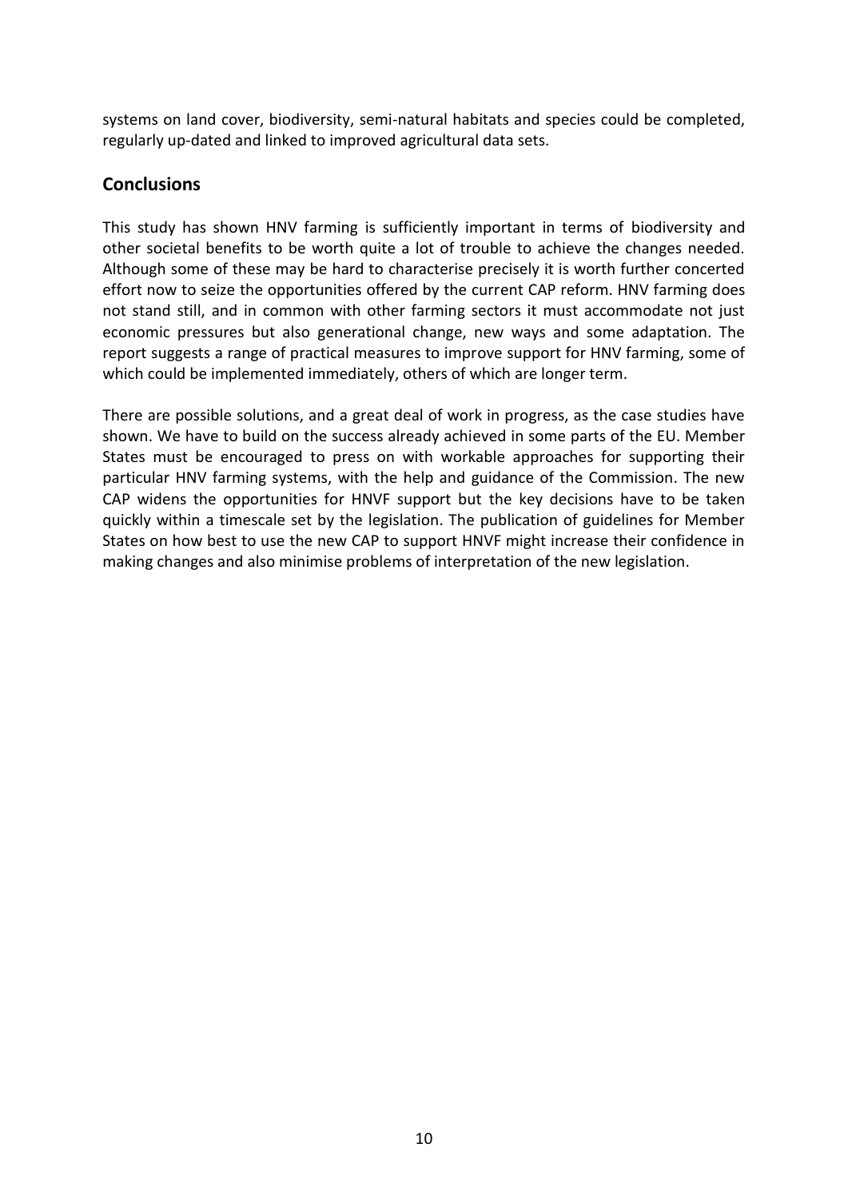systems on land cover, biodiversity, semi-natural habitats and species could be completed, regularly up-dated and linked to improved agricultural data sets.

## Conclusions

This study has shown HNV farming is sufficiently important in terms of biodiversity and other societal benefits to be worth quite a lot of trouble to achieve the changes needed. Although some of these may be hard to characterise precisely it is worth further concerted effort now to seize the opportunities offered by the current CAP reform. HNV farming does not stand still, and in common with other farming sectors it must accommodate not just economic pressures but also generational change, new ways and some adaptation. The report suggests a range of practical measures to improve support for HNV farming, some of which could be implemented immediately, others of which are longer term.

There are possible solutions, and a great deal of work in progress, as the case studies have shown. We have to build on the success already achieved in some parts of the EU. Member States must be encouraged to press on with workable approaches for supporting their particular HNV farming systems, with the help and guidance of the Commission. The new CAP widens the opportunities for HNVF support but the key decisions have to be taken quickly within a timescale set by the legislation. The publication of guidelines for Member States on how best to use the new CAP to support HNVF might increase their confidence in making changes and also minimise problems of interpretation of the new legislation.